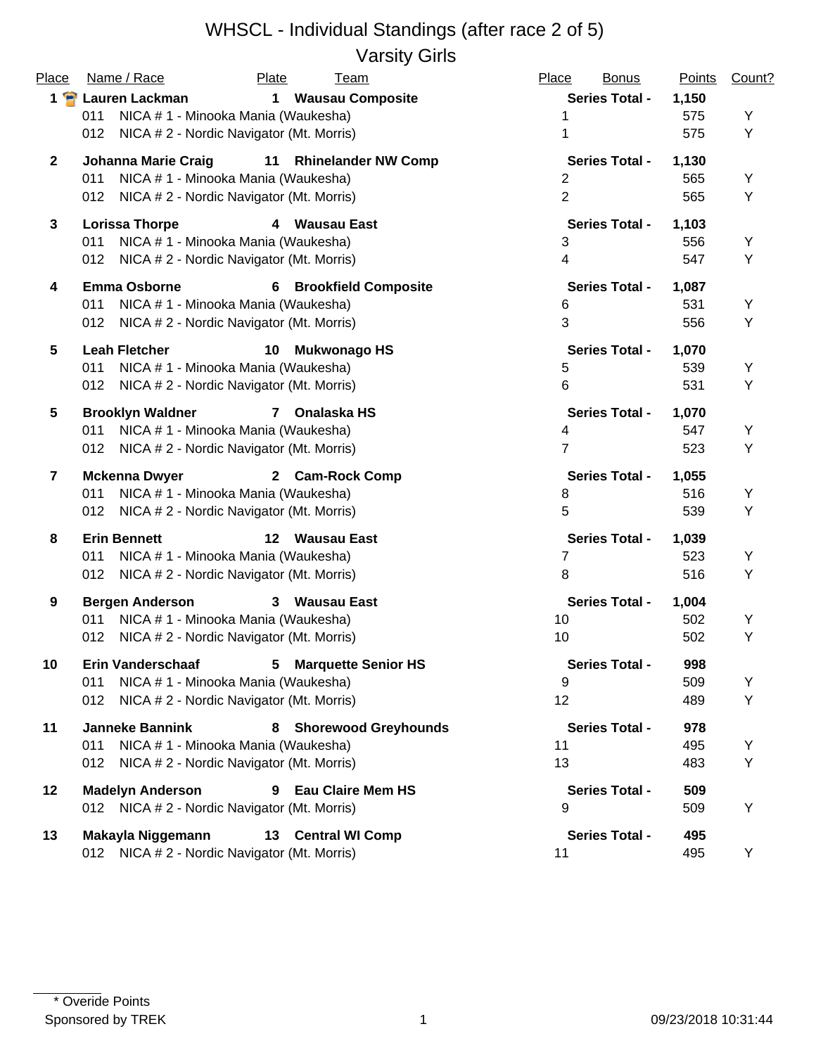# WHSCL - Individual Standings (after race 2 of 5)

## Varsity Girls

| Place | Name / Race | Plate | Team | Place | Bonus | Points | Count? |
|---|---|---|---|---|---|---|---|
| **1** | **Lauren Lackman** | **1** | **Wausau Composite** | | **Series Total -** | **1,150** | |
| | 011 NICA # 1 - Minooka Mania (Waukesha) | | | 1 | | 575 | Y |
| | 012 NICA # 2 - Nordic Navigator (Mt. Morris) | | | 1 | | 575 | Y |
| **2** | **Johanna Marie Craig** | **11** | **Rhinelander NW Comp** | | **Series Total -** | **1,130** | |
| | 011 NICA # 1 - Minooka Mania (Waukesha) | | | 2 | | 565 | Y |
| | 012 NICA # 2 - Nordic Navigator (Mt. Morris) | | | 2 | | 565 | Y |
| **3** | **Lorissa Thorpe** | **4** | **Wausau East** | | **Series Total -** | **1,103** | |
| | 011 NICA # 1 - Minooka Mania (Waukesha) | | | 3 | | 556 | Y |
| | 012 NICA # 2 - Nordic Navigator (Mt. Morris) | | | 4 | | 547 | Y |
| **4** | **Emma Osborne** | **6** | **Brookfield Composite** | | **Series Total -** | **1,087** | |
| | 011 NICA # 1 - Minooka Mania (Waukesha) | | | 6 | | 531 | Y |
| | 012 NICA # 2 - Nordic Navigator (Mt. Morris) | | | 3 | | 556 | Y |
| **5** | **Leah Fletcher** | **10** | **Mukwonago HS** | | **Series Total -** | **1,070** | |
| | 011 NICA # 1 - Minooka Mania (Waukesha) | | | 5 | | 539 | Y |
| | 012 NICA # 2 - Nordic Navigator (Mt. Morris) | | | 6 | | 531 | Y |
| **5** | **Brooklyn Waldner** | **7** | **Onalaska HS** | | **Series Total -** | **1,070** | |
| | 011 NICA # 1 - Minooka Mania (Waukesha) | | | 4 | | 547 | Y |
| | 012 NICA # 2 - Nordic Navigator (Mt. Morris) | | | 7 | | 523 | Y |
| **7** | **Mckenna Dwyer** | **2** | **Cam-Rock Comp** | | **Series Total -** | **1,055** | |
| | 011 NICA # 1 - Minooka Mania (Waukesha) | | | 8 | | 516 | Y |
| | 012 NICA # 2 - Nordic Navigator (Mt. Morris) | | | 5 | | 539 | Y |
| **8** | **Erin Bennett** | **12** | **Wausau East** | | **Series Total -** | **1,039** | |
| | 011 NICA # 1 - Minooka Mania (Waukesha) | | | 7 | | 523 | Y |
| | 012 NICA # 2 - Nordic Navigator (Mt. Morris) | | | 8 | | 516 | Y |
| **9** | **Bergen Anderson** | **3** | **Wausau East** | | **Series Total -** | **1,004** | |
| | 011 NICA # 1 - Minooka Mania (Waukesha) | | | 10 | | 502 | Y |
| | 012 NICA # 2 - Nordic Navigator (Mt. Morris) | | | 10 | | 502 | Y |
| **10** | **Erin Vanderschaaf** | **5** | **Marquette Senior HS** | | **Series Total -** | **998** | |
| | 011 NICA # 1 - Minooka Mania (Waukesha) | | | 9 | | 509 | Y |
| | 012 NICA # 2 - Nordic Navigator (Mt. Morris) | | | 12 | | 489 | Y |
| **11** | **Janneke Bannink** | **8** | **Shorewood Greyhounds** | | **Series Total -** | **978** | |
| | 011 NICA # 1 - Minooka Mania (Waukesha) | | | 11 | | 495 | Y |
| | 012 NICA # 2 - Nordic Navigator (Mt. Morris) | | | 13 | | 483 | Y |
| **12** | **Madelyn Anderson** | **9** | **Eau Claire Mem HS** | | **Series Total -** | **509** | |
| | 012 NICA # 2 - Nordic Navigator (Mt. Morris) | | | 9 | | 509 | Y |
| **13** | **Makayla Niggemann** | **13** | **Central WI Comp** | | **Series Total -** | **495** | |
| | 012 NICA # 2 - Nordic Navigator (Mt. Morris) | | | 11 | | 495 | Y |

\* Overide Points

Sponsored by TREK

09/23/2018 10:31:44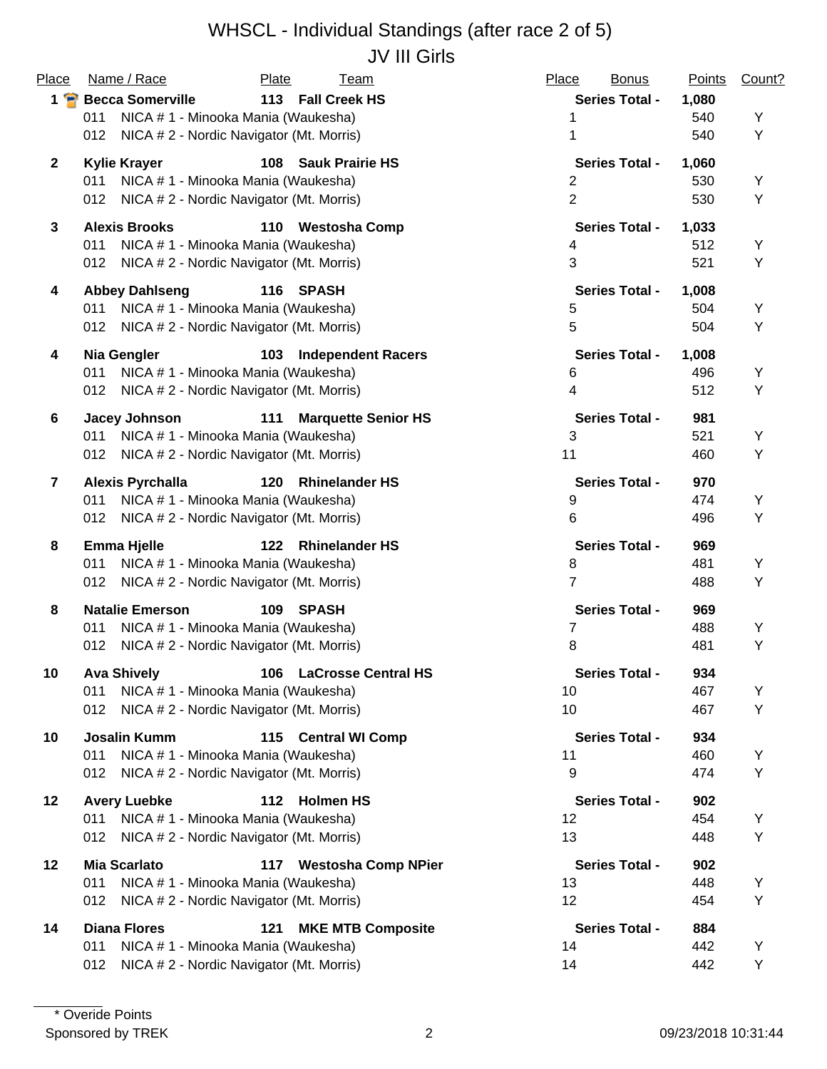# WHSCL - Individual Standings (after race 2 of 5)

## JV III Girls

| Place | Name / Race | Plate | Team | Place | Bonus | Points | Count? |
|---|---|---|---|---|---|---|---|
| **1** | **Becca Somerville** | **113** | **Fall Creek HS** | | **Series Total -** | **1,080** | |
| | 011 NICA # 1 - Minooka Mania (Waukesha) | | | 1 | | 540 | Y |
| | 012 NICA # 2 - Nordic Navigator (Mt. Morris) | | | 1 | | 540 | Y |
| **2** | **Kylie Krayer** | **108** | **Sauk Prairie HS** | | **Series Total -** | **1,060** | |
| | 011 NICA # 1 - Minooka Mania (Waukesha) | | | 2 | | 530 | Y |
| | 012 NICA # 2 - Nordic Navigator (Mt. Morris) | | | 2 | | 530 | Y |
| **3** | **Alexis Brooks** | **110** | **Westosha Comp** | | **Series Total -** | **1,033** | |
| | 011 NICA # 1 - Minooka Mania (Waukesha) | | | 4 | | 512 | Y |
| | 012 NICA # 2 - Nordic Navigator (Mt. Morris) | | | 3 | | 521 | Y |
| **4** | **Abbey Dahlseng** | **116** | **SPASH** | | **Series Total -** | **1,008** | |
| | 011 NICA # 1 - Minooka Mania (Waukesha) | | | 5 | | 504 | Y |
| | 012 NICA # 2 - Nordic Navigator (Mt. Morris) | | | 5 | | 504 | Y |
| **4** | **Nia Gengler** | **103** | **Independent Racers** | | **Series Total -** | **1,008** | |
| | 011 NICA # 1 - Minooka Mania (Waukesha) | | | 6 | | 496 | Y |
| | 012 NICA # 2 - Nordic Navigator (Mt. Morris) | | | 4 | | 512 | Y |
| **6** | **Jacey Johnson** | **111** | **Marquette Senior HS** | | **Series Total -** | **981** | |
| | 011 NICA # 1 - Minooka Mania (Waukesha) | | | 3 | | 521 | Y |
| | 012 NICA # 2 - Nordic Navigator (Mt. Morris) | | | 11 | | 460 | Y |
| **7** | **Alexis Pyrchalla** | **120** | **Rhinelander HS** | | **Series Total -** | **970** | |
| | 011 NICA # 1 - Minooka Mania (Waukesha) | | | 9 | | 474 | Y |
| | 012 NICA # 2 - Nordic Navigator (Mt. Morris) | | | 6 | | 496 | Y |
| **8** | **Emma Hjelle** | **122** | **Rhinelander HS** | | **Series Total -** | **969** | |
| | 011 NICA # 1 - Minooka Mania (Waukesha) | | | 8 | | 481 | Y |
| | 012 NICA # 2 - Nordic Navigator (Mt. Morris) | | | 7 | | 488 | Y |
| **8** | **Natalie Emerson** | **109** | **SPASH** | | **Series Total -** | **969** | |
| | 011 NICA # 1 - Minooka Mania (Waukesha) | | | 7 | | 488 | Y |
| | 012 NICA # 2 - Nordic Navigator (Mt. Morris) | | | 8 | | 481 | Y |
| **10** | **Ava Shively** | **106** | **LaCrosse Central HS** | | **Series Total -** | **934** | |
| | 011 NICA # 1 - Minooka Mania (Waukesha) | | | 10 | | 467 | Y |
| | 012 NICA # 2 - Nordic Navigator (Mt. Morris) | | | 10 | | 467 | Y |
| **10** | **Josalin Kumm** | **115** | **Central WI Comp** | | **Series Total -** | **934** | |
| | 011 NICA # 1 - Minooka Mania (Waukesha) | | | 11 | | 460 | Y |
| | 012 NICA # 2 - Nordic Navigator (Mt. Morris) | | | 9 | | 474 | Y |
| **12** | **Avery Luebke** | **112** | **Holmen HS** | | **Series Total -** | **902** | |
| | 011 NICA # 1 - Minooka Mania (Waukesha) | | | 12 | | 454 | Y |
| | 012 NICA # 2 - Nordic Navigator (Mt. Morris) | | | 13 | | 448 | Y |
| **12** | **Mia Scarlato** | **117** | **Westosha Comp NPier** | | **Series Total -** | **902** | |
| | 011 NICA # 1 - Minooka Mania (Waukesha) | | | 13 | | 448 | Y |
| | 012 NICA # 2 - Nordic Navigator (Mt. Morris) | | | 12 | | 454 | Y |
| **14** | **Diana Flores** | **121** | **MKE MTB Composite** | | **Series Total -** | **884** | |
| | 011 NICA # 1 - Minooka Mania (Waukesha) | | | 14 | | 442 | Y |
| | 012 NICA # 2 - Nordic Navigator (Mt. Morris) | | | 14 | | 442 | Y |

\* Overide Points

Sponsored by TREK

09/23/2018 10:31:44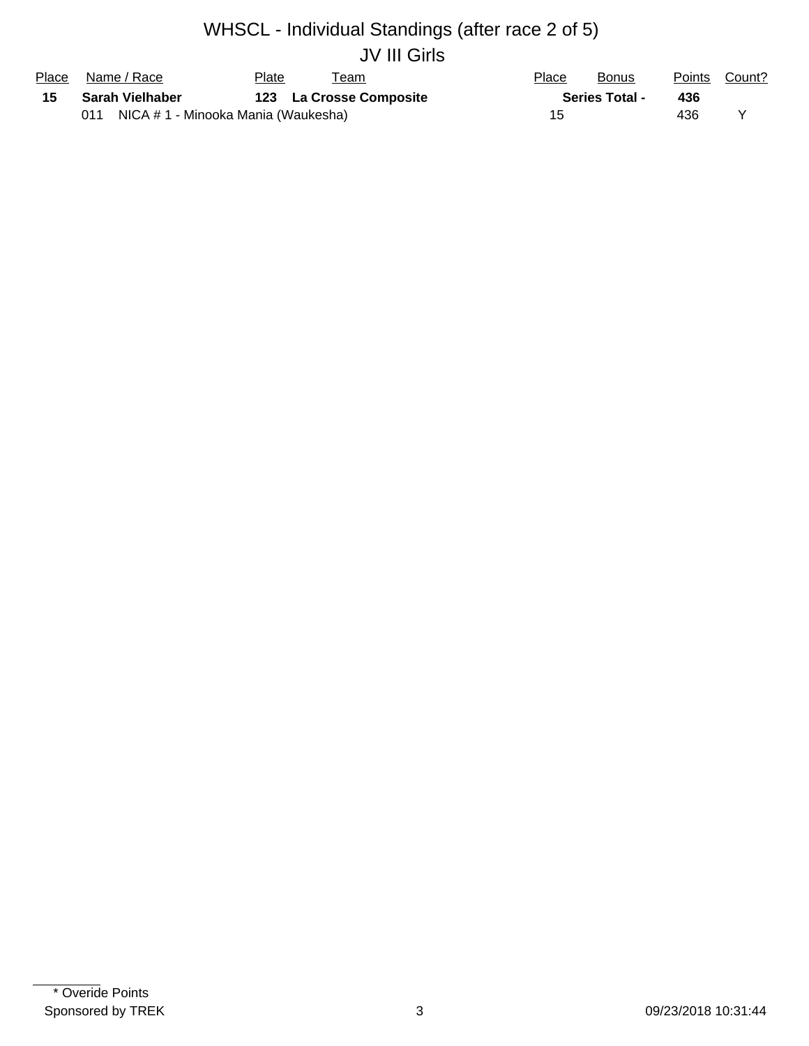# WHSCL - Individual Standings (after race 2 of 5)

## JV III Girls

| Place | Name / Race | Plate | Team | Place | Bonus | Points | Count? |
|---|---|---|---|---|---|---|---|
| **15** | **Sarah Vielhaber** | **123** | **La Crosse Composite** | | **Series Total -** | **436** | |
| | 011 NICA # 1 - Minooka Mania (Waukesha) | | | 15 | | 436 | Y |

\* Overide Points

Sponsored by TREK

09/23/2018 10:31:44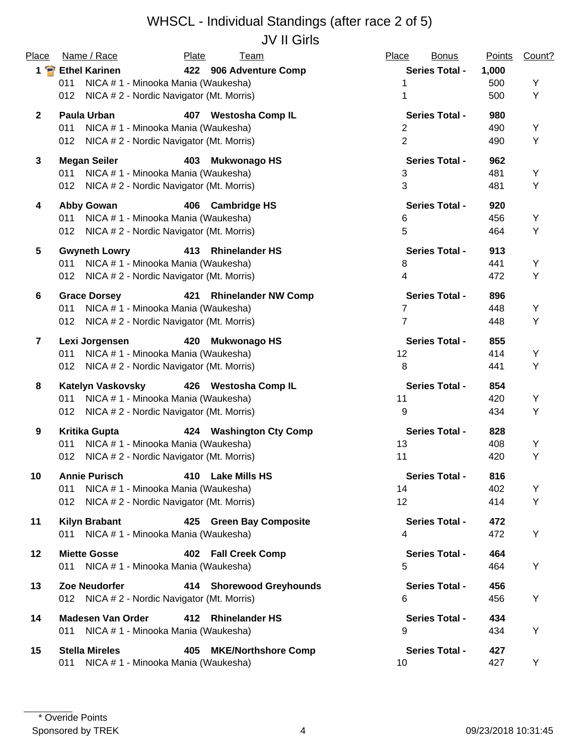# WHSCL - Individual Standings (after race 2 of 5)

## JV II Girls

| Place | Name / Race | Plate | Team | Place | Bonus | Points | Count? |
|---|---|---|---|---|---|---|---|
| **1** | **Ethel Karinen** | **422** | **906 Adventure Comp** | | **Series Total -** | **1,000** | |
| | 011 NICA # 1 - Minooka Mania (Waukesha) | | | 1 | | 500 | Y |
| | 012 NICA # 2 - Nordic Navigator (Mt. Morris) | | | 1 | | 500 | Y |
| **2** | **Paula Urban** | **407** | **Westosha Comp IL** | | **Series Total -** | **980** | |
| | 011 NICA # 1 - Minooka Mania (Waukesha) | | | 2 | | 490 | Y |
| | 012 NICA # 2 - Nordic Navigator (Mt. Morris) | | | 2 | | 490 | Y |
| **3** | **Megan Seiler** | **403** | **Mukwonago HS** | | **Series Total -** | **962** | |
| | 011 NICA # 1 - Minooka Mania (Waukesha) | | | 3 | | 481 | Y |
| | 012 NICA # 2 - Nordic Navigator (Mt. Morris) | | | 3 | | 481 | Y |
| **4** | **Abby Gowan** | **406** | **Cambridge HS** | | **Series Total -** | **920** | |
| | 011 NICA # 1 - Minooka Mania (Waukesha) | | | 6 | | 456 | Y |
| | 012 NICA # 2 - Nordic Navigator (Mt. Morris) | | | 5 | | 464 | Y |
| **5** | **Gwyneth Lowry** | **413** | **Rhinelander HS** | | **Series Total -** | **913** | |
| | 011 NICA # 1 - Minooka Mania (Waukesha) | | | 8 | | 441 | Y |
| | 012 NICA # 2 - Nordic Navigator (Mt. Morris) | | | 4 | | 472 | Y |
| **6** | **Grace Dorsey** | **421** | **Rhinelander NW Comp** | | **Series Total -** | **896** | |
| | 011 NICA # 1 - Minooka Mania (Waukesha) | | | 7 | | 448 | Y |
| | 012 NICA # 2 - Nordic Navigator (Mt. Morris) | | | 7 | | 448 | Y |
| **7** | **Lexi Jorgensen** | **420** | **Mukwonago HS** | | **Series Total -** | **855** | |
| | 011 NICA # 1 - Minooka Mania (Waukesha) | | | 12 | | 414 | Y |
| | 012 NICA # 2 - Nordic Navigator (Mt. Morris) | | | 8 | | 441 | Y |
| **8** | **Katelyn Vaskovsky** | **426** | **Westosha Comp IL** | | **Series Total -** | **854** | |
| | 011 NICA # 1 - Minooka Mania (Waukesha) | | | 11 | | 420 | Y |
| | 012 NICA # 2 - Nordic Navigator (Mt. Morris) | | | 9 | | 434 | Y |
| **9** | **Kritika Gupta** | **424** | **Washington Cty Comp** | | **Series Total -** | **828** | |
| | 011 NICA # 1 - Minooka Mania (Waukesha) | | | 13 | | 408 | Y |
| | 012 NICA # 2 - Nordic Navigator (Mt. Morris) | | | 11 | | 420 | Y |
| **10** | **Annie Purisch** | **410** | **Lake Mills HS** | | **Series Total -** | **816** | |
| | 011 NICA # 1 - Minooka Mania (Waukesha) | | | 14 | | 402 | Y |
| | 012 NICA # 2 - Nordic Navigator (Mt. Morris) | | | 12 | | 414 | Y |
| **11** | **Kilyn Brabant** | **425** | **Green Bay Composite** | | **Series Total -** | **472** | |
| | 011 NICA # 1 - Minooka Mania (Waukesha) | | | 4 | | 472 | Y |
| **12** | **Miette Gosse** | **402** | **Fall Creek Comp** | | **Series Total -** | **464** | |
| | 011 NICA # 1 - Minooka Mania (Waukesha) | | | 5 | | 464 | Y |
| **13** | **Zoe Neudorfer** | **414** | **Shorewood Greyhounds** | | **Series Total -** | **456** | |
| | 012 NICA # 2 - Nordic Navigator (Mt. Morris) | | | 6 | | 456 | Y |
| **14** | **Madesen Van Order** | **412** | **Rhinelander HS** | | **Series Total -** | **434** | |
| | 011 NICA # 1 - Minooka Mania (Waukesha) | | | 9 | | 434 | Y |
| **15** | **Stella Mireles** | **405** | **MKE/Northshore Comp** | | **Series Total -** | **427** | |
| | 011 NICA # 1 - Minooka Mania (Waukesha) | | | 10 | | 427 | Y |

\* Overide Points

Sponsored by TREK

09/23/2018 10:31:45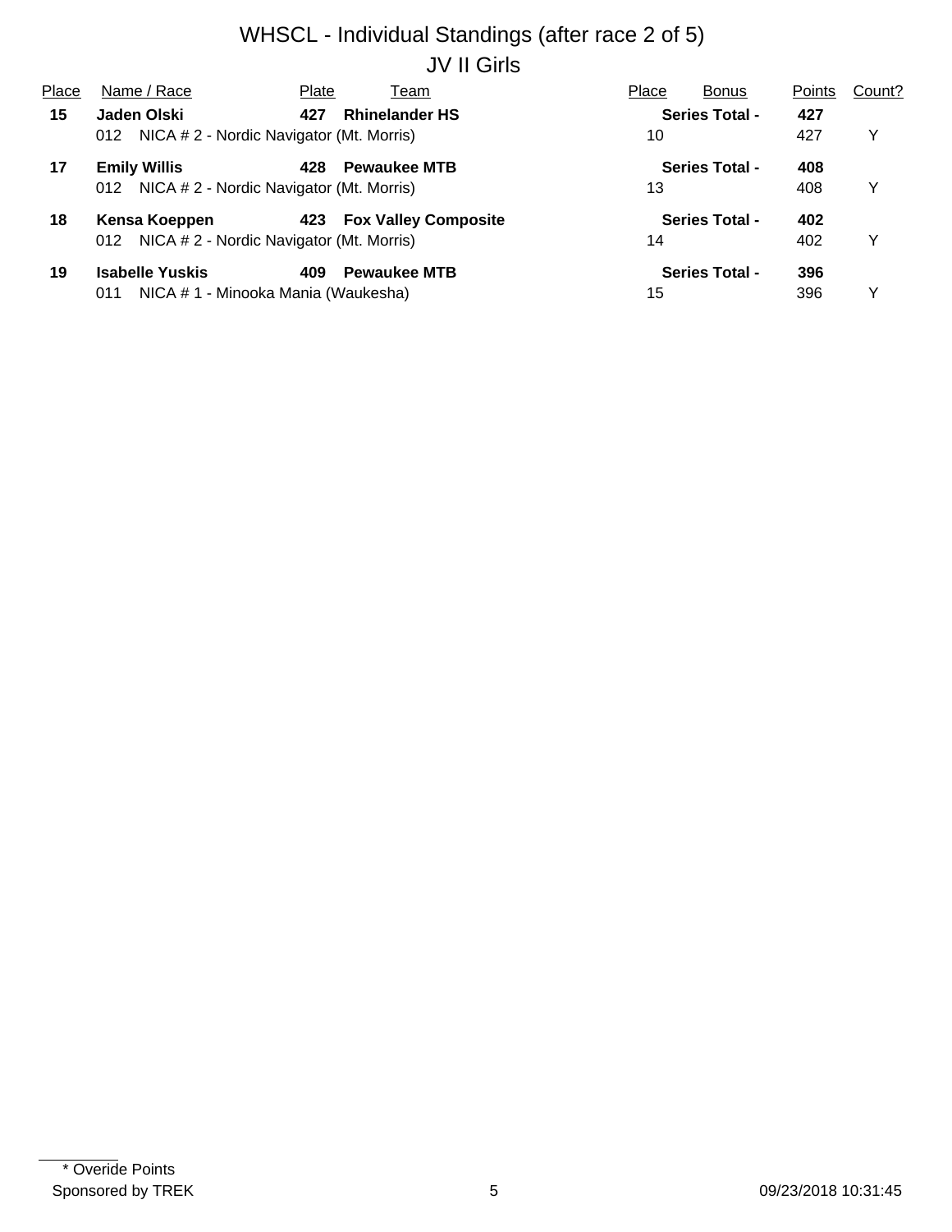# WHSCL - Individual Standings (after race 2 of 5)

## JV II Girls

| Place | Name / Race | Plate | Team | Place | Bonus | Points | Count? |
|---|---|---|---|---|---|---|---|
| **15** | **Jaden Olski** | **427** | **Rhinelander HS** | | **Series Total -** | **427** | |
| | 012 NICA # 2 - Nordic Navigator (Mt. Morris) | | | 10 | | 427 | Y |
| **17** | **Emily Willis** | **428** | **Pewaukee MTB** | | **Series Total -** | **408** | |
| | 012 NICA # 2 - Nordic Navigator (Mt. Morris) | | | 13 | | 408 | Y |
| **18** | **Kensa Koeppen** | **423** | **Fox Valley Composite** | | **Series Total -** | **402** | |
| | 012 NICA # 2 - Nordic Navigator (Mt. Morris) | | | 14 | | 402 | Y |
| **19** | **Isabelle Yuskis** | **409** | **Pewaukee MTB** | | **Series Total -** | **396** | |
| | 011 NICA # 1 - Minooka Mania (Waukesha) | | | 15 | | 396 | Y |

\* Overide Points

Sponsored by TREK

09/23/2018 10:31:45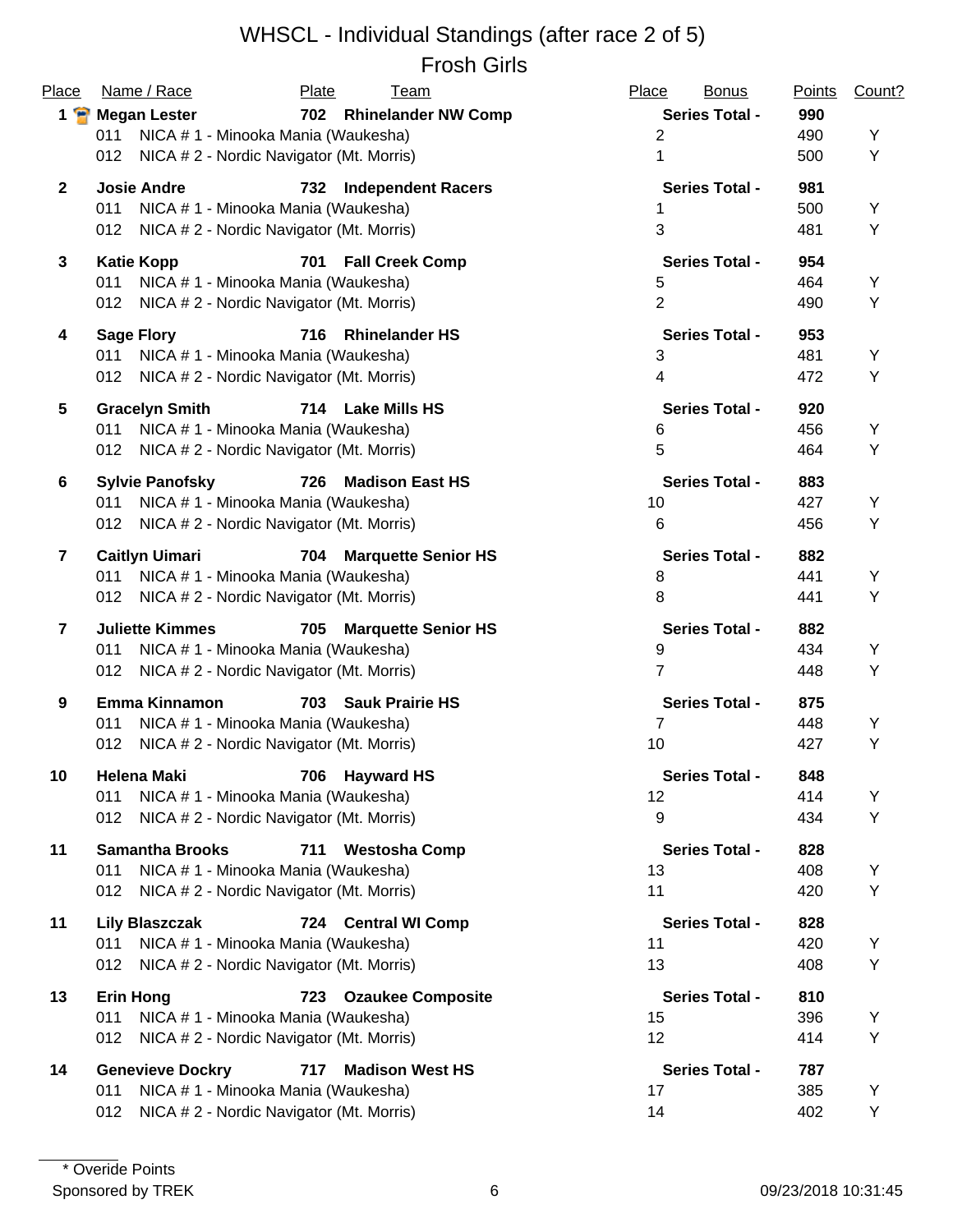# WHSCL - Individual Standings (after race 2 of 5)

## Frosh Girls

| Place | Name / Race | Plate | Team | Place | Bonus | Points | Count? |
|---|---|---|---|---|---|---|---|
| **1** | **Megan Lester** | **702** | **Rhinelander NW Comp** | | **Series Total -** | **990** | |
| | 011 NICA # 1 - Minooka Mania (Waukesha) | | | 2 | | 490 | Y |
| | 012 NICA # 2 - Nordic Navigator (Mt. Morris) | | | 1 | | 500 | Y |
| **2** | **Josie Andre** | **732** | **Independent Racers** | | **Series Total -** | **981** | |
| | 011 NICA # 1 - Minooka Mania (Waukesha) | | | 1 | | 500 | Y |
| | 012 NICA # 2 - Nordic Navigator (Mt. Morris) | | | 3 | | 481 | Y |
| **3** | **Katie Kopp** | **701** | **Fall Creek Comp** | | **Series Total -** | **954** | |
| | 011 NICA # 1 - Minooka Mania (Waukesha) | | | 5 | | 464 | Y |
| | 012 NICA # 2 - Nordic Navigator (Mt. Morris) | | | 2 | | 490 | Y |
| **4** | **Sage Flory** | **716** | **Rhinelander HS** | | **Series Total -** | **953** | |
| | 011 NICA # 1 - Minooka Mania (Waukesha) | | | 3 | | 481 | Y |
| | 012 NICA # 2 - Nordic Navigator (Mt. Morris) | | | 4 | | 472 | Y |
| **5** | **Gracelyn Smith** | **714** | **Lake Mills HS** | | **Series Total -** | **920** | |
| | 011 NICA # 1 - Minooka Mania (Waukesha) | | | 6 | | 456 | Y |
| | 012 NICA # 2 - Nordic Navigator (Mt. Morris) | | | 5 | | 464 | Y |
| **6** | **Sylvie Panofsky** | **726** | **Madison East HS** | | **Series Total -** | **883** | |
| | 011 NICA # 1 - Minooka Mania (Waukesha) | | | 10 | | 427 | Y |
| | 012 NICA # 2 - Nordic Navigator (Mt. Morris) | | | 6 | | 456 | Y |
| **7** | **Caitlyn Uimari** | **704** | **Marquette Senior HS** | | **Series Total -** | **882** | |
| | 011 NICA # 1 - Minooka Mania (Waukesha) | | | 8 | | 441 | Y |
| | 012 NICA # 2 - Nordic Navigator (Mt. Morris) | | | 8 | | 441 | Y |
| **7** | **Juliette Kimmes** | **705** | **Marquette Senior HS** | | **Series Total -** | **882** | |
| | 011 NICA # 1 - Minooka Mania (Waukesha) | | | 9 | | 434 | Y |
| | 012 NICA # 2 - Nordic Navigator (Mt. Morris) | | | 7 | | 448 | Y |
| **9** | **Emma Kinnamon** | **703** | **Sauk Prairie HS** | | **Series Total -** | **875** | |
| | 011 NICA # 1 - Minooka Mania (Waukesha) | | | 7 | | 448 | Y |
| | 012 NICA # 2 - Nordic Navigator (Mt. Morris) | | | 10 | | 427 | Y |
| **10** | **Helena Maki** | **706** | **Hayward HS** | | **Series Total -** | **848** | |
| | 011 NICA # 1 - Minooka Mania (Waukesha) | | | 12 | | 414 | Y |
| | 012 NICA # 2 - Nordic Navigator (Mt. Morris) | | | 9 | | 434 | Y |
| **11** | **Samantha Brooks** | **711** | **Westosha Comp** | | **Series Total -** | **828** | |
| | 011 NICA # 1 - Minooka Mania (Waukesha) | | | 13 | | 408 | Y |
| | 012 NICA # 2 - Nordic Navigator (Mt. Morris) | | | 11 | | 420 | Y |
| **11** | **Lily Blaszczak** | **724** | **Central WI Comp** | | **Series Total -** | **828** | |
| | 011 NICA # 1 - Minooka Mania (Waukesha) | | | 11 | | 420 | Y |
| | 012 NICA # 2 - Nordic Navigator (Mt. Morris) | | | 13 | | 408 | Y |
| **13** | **Erin Hong** | **723** | **Ozaukee Composite** | | **Series Total -** | **810** | |
| | 011 NICA # 1 - Minooka Mania (Waukesha) | | | 15 | | 396 | Y |
| | 012 NICA # 2 - Nordic Navigator (Mt. Morris) | | | 12 | | 414 | Y |
| **14** | **Genevieve Dockry** | **717** | **Madison West HS** | | **Series Total -** | **787** | |
| | 011 NICA # 1 - Minooka Mania (Waukesha) | | | 17 | | 385 | Y |
| | 012 NICA # 2 - Nordic Navigator (Mt. Morris) | | | 14 | | 402 | Y |

\* Overide Points

Sponsored by TREK

09/23/2018 10:31:45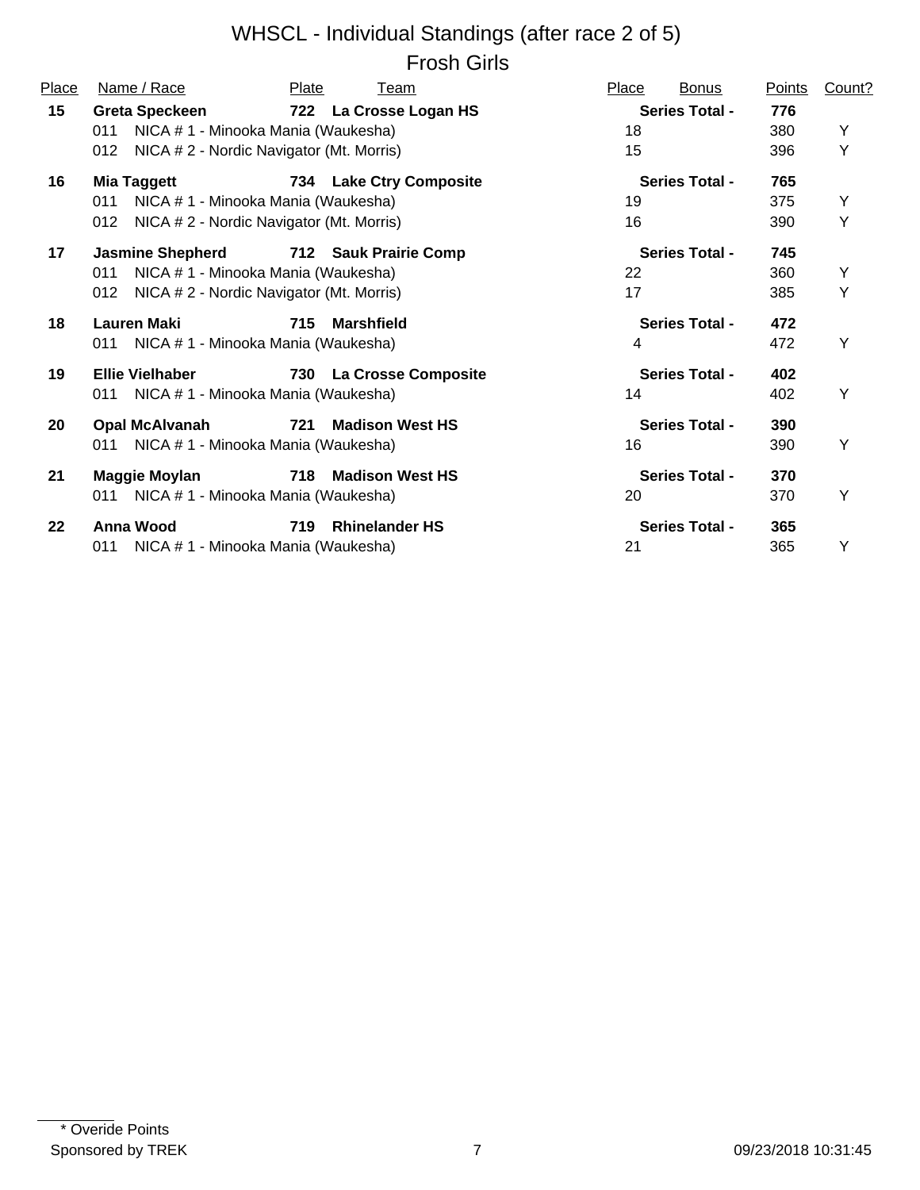# WHSCL - Individual Standings (after race 2 of 5)

## Frosh Girls

| Place | Name / Race | Plate | Team | Place | Bonus | Points | Count? |
|---|---|---|---|---|---|---|---|
| **15** | **Greta Speckeen** | **722** | **La Crosse Logan HS** | | **Series Total -** | **776** | |
| | 011 NICA # 1 - Minooka Mania (Waukesha) | | | 18 | | 380 | Y |
| | 012 NICA # 2 - Nordic Navigator (Mt. Morris) | | | 15 | | 396 | Y |
| **16** | **Mia Taggett** | **734** | **Lake Ctry Composite** | | **Series Total -** | **765** | |
| | 011 NICA # 1 - Minooka Mania (Waukesha) | | | 19 | | 375 | Y |
| | 012 NICA # 2 - Nordic Navigator (Mt. Morris) | | | 16 | | 390 | Y |
| **17** | **Jasmine Shepherd** | **712** | **Sauk Prairie Comp** | | **Series Total -** | **745** | |
| | 011 NICA # 1 - Minooka Mania (Waukesha) | | | 22 | | 360 | Y |
| | 012 NICA # 2 - Nordic Navigator (Mt. Morris) | | | 17 | | 385 | Y |
| **18** | **Lauren Maki** | **715** | **Marshfield** | | **Series Total -** | **472** | |
| | 011 NICA # 1 - Minooka Mania (Waukesha) | | | 4 | | 472 | Y |
| **19** | **Ellie Vielhaber** | **730** | **La Crosse Composite** | | **Series Total -** | **402** | |
| | 011 NICA # 1 - Minooka Mania (Waukesha) | | | 14 | | 402 | Y |
| **20** | **Opal McAlvanah** | **721** | **Madison West HS** | | **Series Total -** | **390** | |
| | 011 NICA # 1 - Minooka Mania (Waukesha) | | | 16 | | 390 | Y |
| **21** | **Maggie Moylan** | **718** | **Madison West HS** | | **Series Total -** | **370** | |
| | 011 NICA # 1 - Minooka Mania (Waukesha) | | | 20 | | 370 | Y |
| **22** | **Anna Wood** | **719** | **Rhinelander HS** | | **Series Total -** | **365** | |
| | 011 NICA # 1 - Minooka Mania (Waukesha) | | | 21 | | 365 | Y |

* Overide Points

Sponsored by TREK

09/23/2018 10:31:45